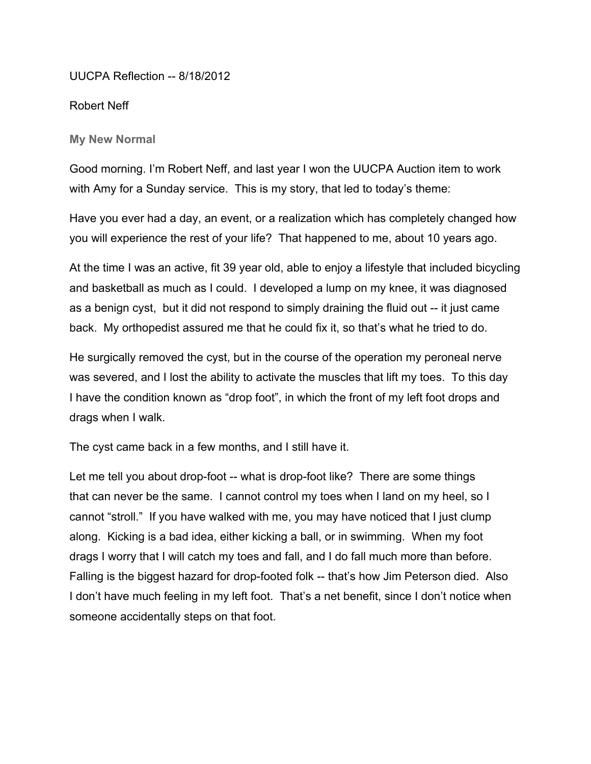UUCPA Reflection -- 8/18/2012

Robert Neff

### My New Normal

Good morning. I'm Robert Neff, and last year I won the UUCPA Auction item to work with Amy for a Sunday service. This is my story, that led to today's theme:

Have you ever had a day, an event, or a realization which has completely changed how you will experience the rest of your life? That happened to me, about 10 years ago.

At the time I was an active, fit 39 year old, able to enjoy a lifestyle that included bicycling and basketball as much as I could. I developed a lump on my knee, it was diagnosed as a benign cyst, but it did not respond to simply draining the fluid out -- it just came back. My orthopedist assured me that he could fix it, so that's what he tried to do.

He surgically removed the cyst, but in the course of the operation my peroneal nerve was severed, and I lost the ability to activate the muscles that lift my toes. To this day I have the condition known as "drop foot", in which the front of my left foot drops and drags when I walk.

The cyst came back in a few months, and I still have it.

Let me tell you about drop-foot -- what is drop-foot like? There are some things that can never be the same. I cannot control my toes when I land on my heel, so I cannot "stroll." If you have walked with me, you may have noticed that I just clump along. Kicking is a bad idea, either kicking a ball, or in swimming. When my foot drags I worry that I will catch my toes and fall, and I do fall much more than before. Falling is the biggest hazard for drop-footed folk -- that's how Jim Peterson died. Also I don't have much feeling in my left foot. That's a net benefit, since I don't notice when someone accidentally steps on that foot.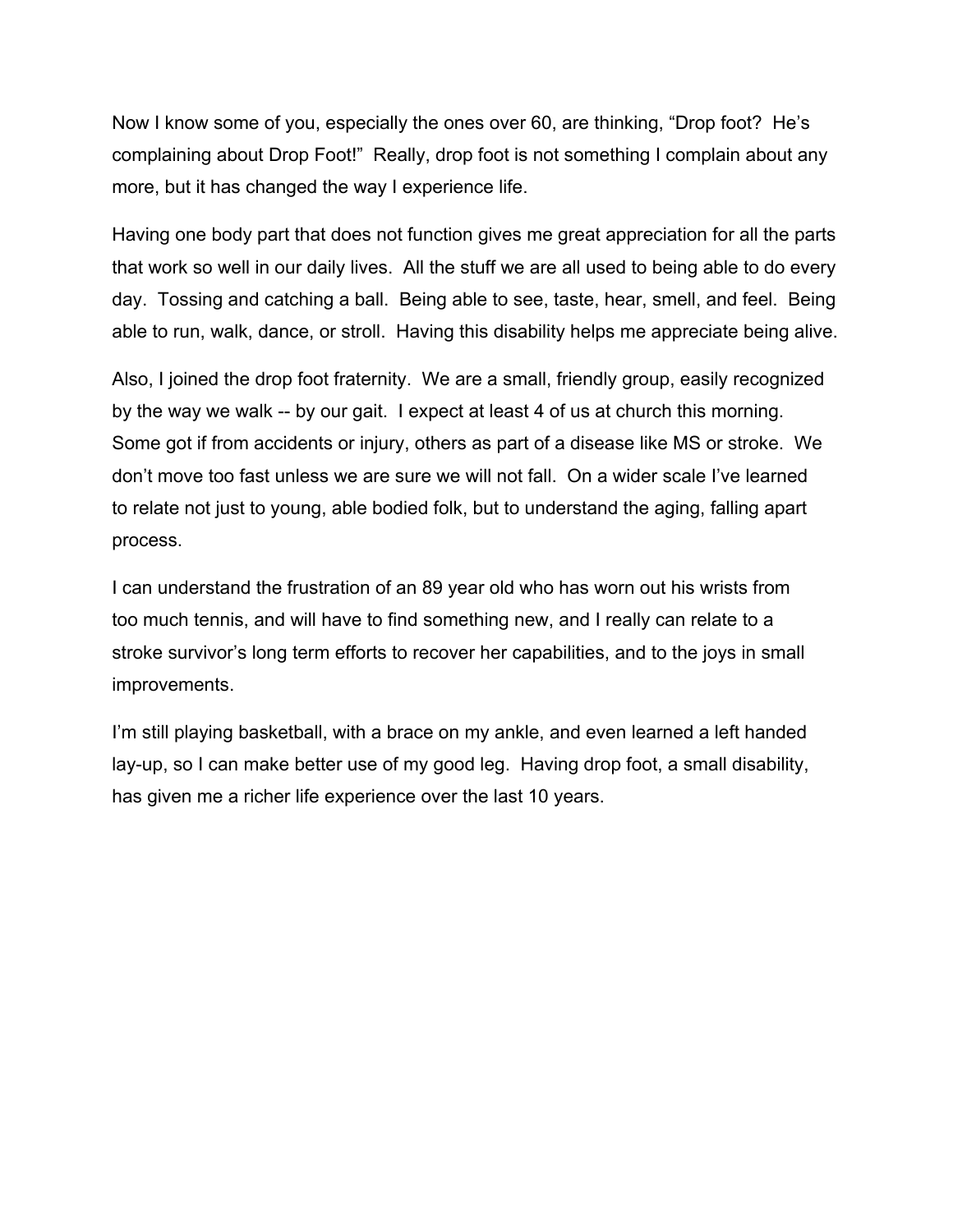Now I know some of you, especially the ones over 60, are thinking, "Drop foot? He's complaining about Drop Foot!" Really, drop foot is not something I complain about any more, but it has changed the way I experience life.

Having one body part that does not function gives me great appreciation for all the parts that work so well in our daily lives. All the stuff we are all used to being able to do every day. Tossing and catching a ball. Being able to see, taste, hear, smell, and feel. Being able to run, walk, dance, or stroll. Having this disability helps me appreciate being alive.

Also, I joined the drop foot fraternity. We are a small, friendly group, easily recognized by the way we walk -- by our gait. I expect at least 4 of us at church this morning. Some got if from accidents or injury, others as part of a disease like MS or stroke. We don't move too fast unless we are sure we will not fall. On a wider scale I've learned to relate not just to young, able bodied folk, but to understand the aging, falling apart process.

I can understand the frustration of an 89 year old who has worn out his wrists from too much tennis, and will have to find something new, and I really can relate to a stroke survivor's long term efforts to recover her capabilities, and to the joys in small improvements.

I'm still playing basketball, with a brace on my ankle, and even learned a left handed lay-up, so I can make better use of my good leg. Having drop foot, a small disability, has given me a richer life experience over the last 10 years.